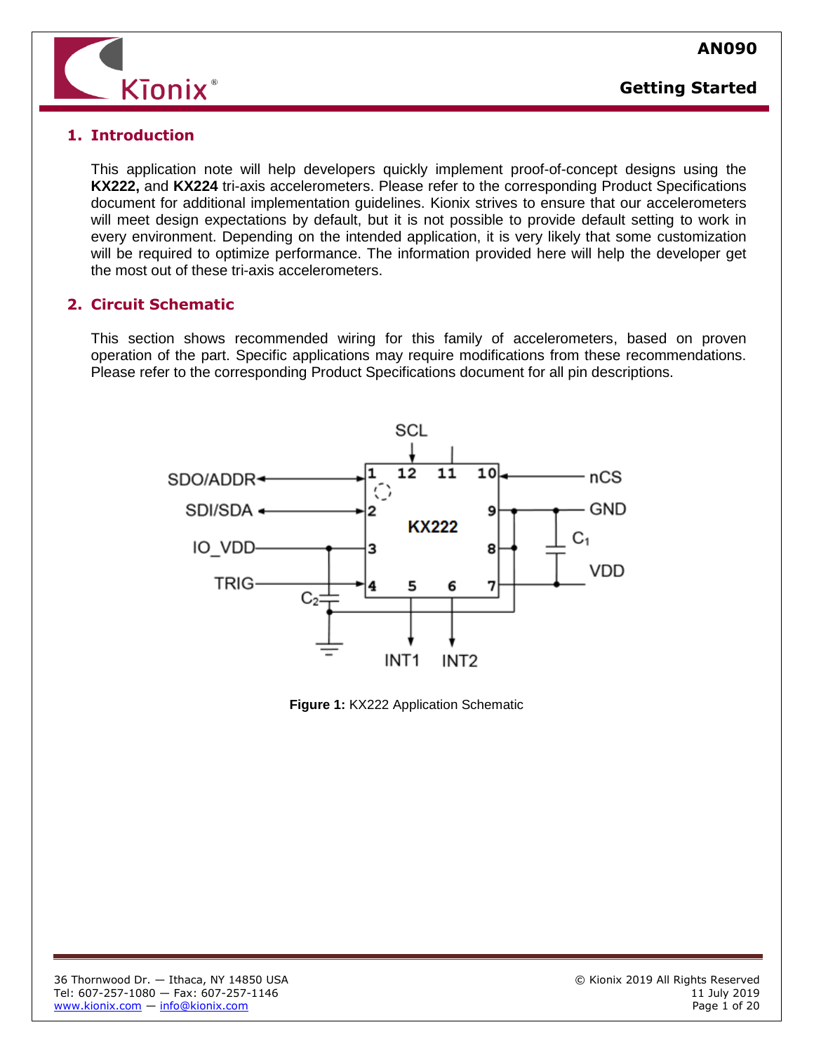## 1. Introduction

This application note will help developers quickly implement proof-of-concept designs using the **KX222,** and **KX224** tri-axis accelerometers. Please refer to the corresponding Product Specifications document for additional implementation guidelines. Kionix strives to ensure that our accelerometers will meet design expectations by default, but it is not possible to provide default setting to work in every environment. Depending on the intended application, it is very likely that some customization will be required to optimize performance. The information provided here will help the developer get the most out of these tri-axis accelerometers.

## 2. Circuit Schematic

This section shows recommended wiring for this family of accelerometers, based on proven operation of the part. Specific applications may require modifications from these recommendations. Please refer to the corresponding Product Specifications document for all pin descriptions.

**Figure 1:** KX222 Application Schematic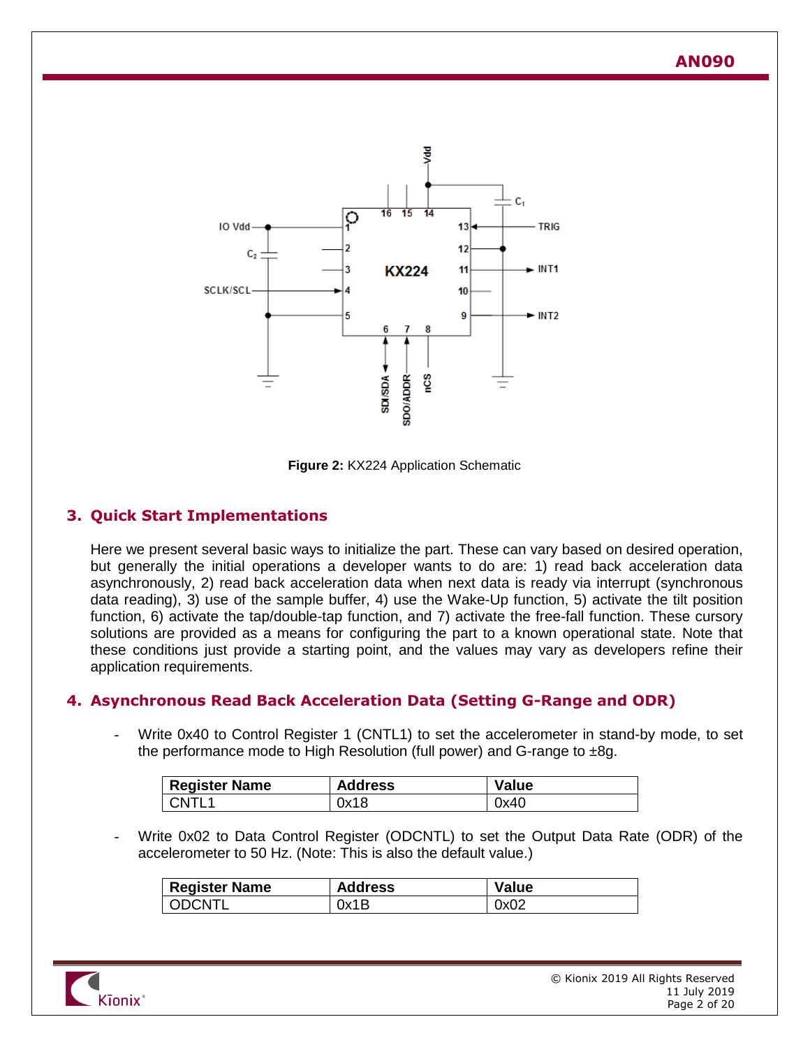Figure 2: KX224 Application Schematic

## 3. Quick Start Implementations

Here we present several basic ways to initialize the part. These can vary based on desired operation, but generally the initial operations a developer wants to do are: 1) read back acceleration data asynchronously, 2) read back acceleration data when next data is ready via interrupt (synchronous data reading), 3) use of the sample buffer, 4) use the Wake-Up function, 5) activate the tilt position function, 6) activate the tap/double-tap function, and 7) activate the free-fall function. These cursory solutions are provided as a means for configuring the part to a known operational state. Note that these conditions just provide a starting point, and the values may vary as developers refine their application requirements.

## 4. Asynchronous Read Back Acceleration Data (Setting G-Range and ODR)

- Write 0x40 to Control Register 1 (CNTL1) to set the accelerometer in stand-by mode, to set the performance mode to High Resolution (full power) and G-range to ±8g.

| Register Name | Address | Value |
|---|---|---|
| CNTL1 | 0x18 | 0x40 |

- Write 0x02 to Data Control Register (ODCNTL) to set the Output Data Rate (ODR) of the accelerometer to 50 Hz. (Note: This is also the default value.)

| Register Name | Address | Value |
|---|---|---|
| ODCNTL | 0x1B | 0x02 |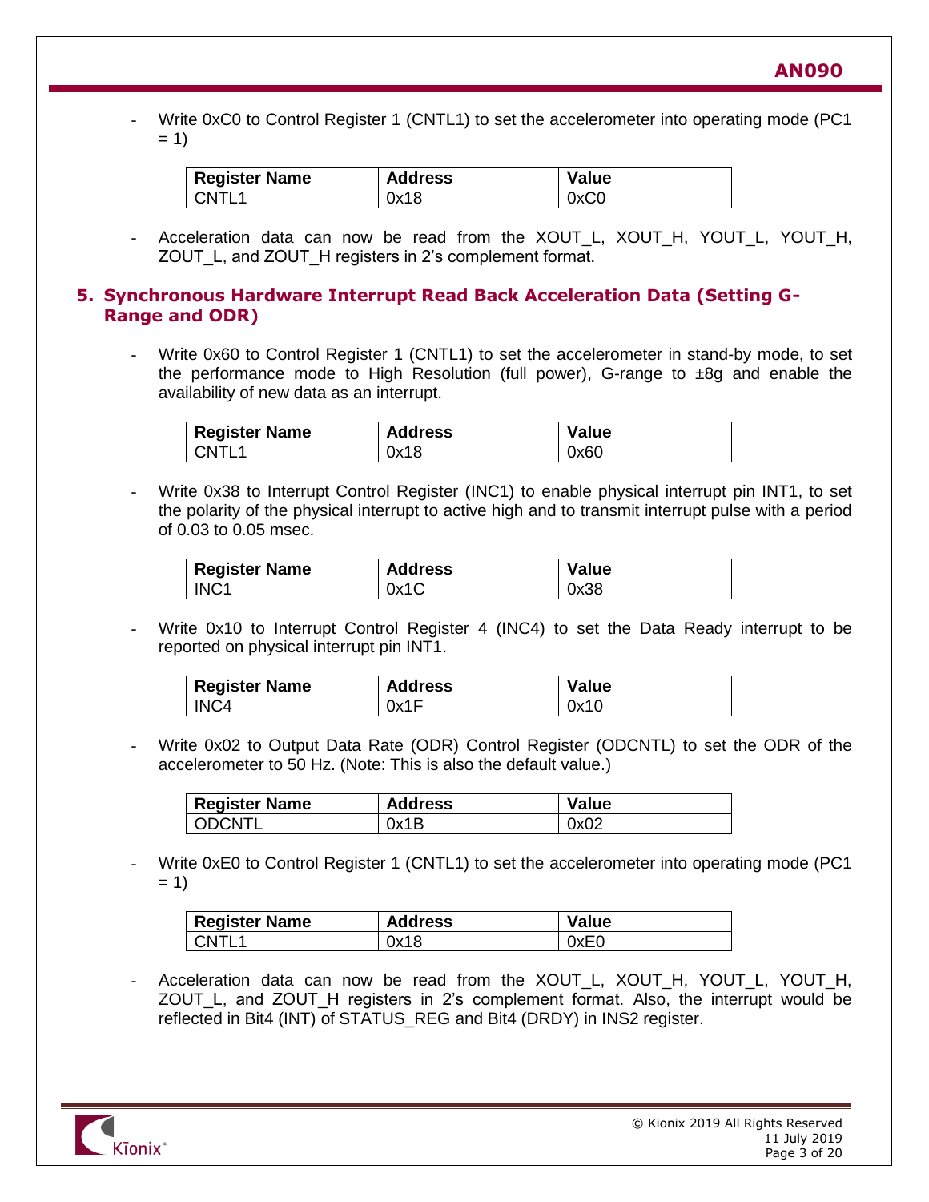- Write 0xC0 to Control Register 1 (CNTL1) to set the accelerometer into operating mode (PC1 = 1)

| Register Name | Address | Value |
|---|---|---|
| CNTL1 | 0x18 | 0xC0 |

- Acceleration data can now be read from the XOUT_L, XOUT_H, YOUT_L, YOUT_H, ZOUT_L, and ZOUT_H registers in 2's complement format.

## 5. Synchronous Hardware Interrupt Read Back Acceleration Data (Setting G-Range and ODR)

- Write 0x60 to Control Register 1 (CNTL1) to set the accelerometer in stand-by mode, to set the performance mode to High Resolution (full power), G-range to ±8g and enable the availability of new data as an interrupt.

| Register Name | Address | Value |
|---|---|---|
| CNTL1 | 0x18 | 0x60 |

- Write 0x38 to Interrupt Control Register (INC1) to enable physical interrupt pin INT1, to set the polarity of the physical interrupt to active high and to transmit interrupt pulse with a period of 0.03 to 0.05 msec.

| Register Name | Address | Value |
|---|---|---|
| INC1 | 0x1C | 0x38 |

- Write 0x10 to Interrupt Control Register 4 (INC4) to set the Data Ready interrupt to be reported on physical interrupt pin INT1.

| Register Name | Address | Value |
|---|---|---|
| INC4 | 0x1F | 0x10 |

- Write 0x02 to Output Data Rate (ODR) Control Register (ODCNTL) to set the ODR of the accelerometer to 50 Hz. (Note: This is also the default value.)

| Register Name | Address | Value |
|---|---|---|
| ODCNTL | 0x1B | 0x02 |

- Write 0xE0 to Control Register 1 (CNTL1) to set the accelerometer into operating mode (PC1 = 1)

| Register Name | Address | Value |
|---|---|---|
| CNTL1 | 0x18 | 0xE0 |

- Acceleration data can now be read from the XOUT_L, XOUT_H, YOUT_L, YOUT_H, ZOUT_L, and ZOUT_H registers in 2's complement format. Also, the interrupt would be reflected in Bit4 (INT) of STATUS_REG and Bit4 (DRDY) in INS2 register.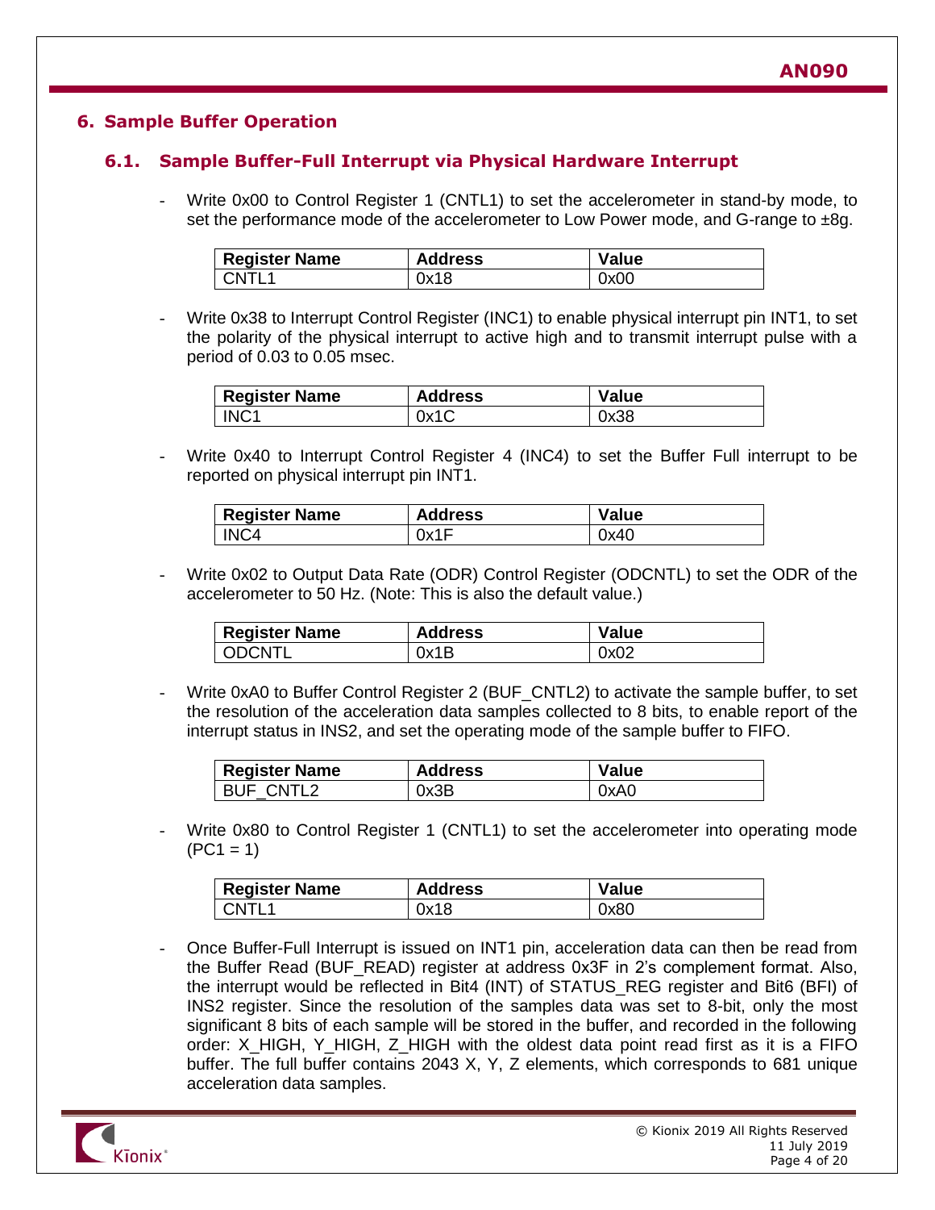## 6. Sample Buffer Operation

### 6.1. Sample Buffer-Full Interrupt via Physical Hardware Interrupt

- Write 0x00 to Control Register 1 (CNTL1) to set the accelerometer in stand-by mode, to set the performance mode of the accelerometer to Low Power mode, and G-range to ±8g.

| Register Name | Address | Value |
|---|---|---|
| CNTL1 | 0x18 | 0x00 |

- Write 0x38 to Interrupt Control Register (INC1) to enable physical interrupt pin INT1, to set the polarity of the physical interrupt to active high and to transmit interrupt pulse with a period of 0.03 to 0.05 msec.

| Register Name | Address | Value |
|---|---|---|
| INC1 | 0x1C | 0x38 |

- Write 0x40 to Interrupt Control Register 4 (INC4) to set the Buffer Full interrupt to be reported on physical interrupt pin INT1.

| Register Name | Address | Value |
|---|---|---|
| INC4 | 0x1F | 0x40 |

- Write 0x02 to Output Data Rate (ODR) Control Register (ODCNTL) to set the ODR of the accelerometer to 50 Hz. (Note: This is also the default value.)

| Register Name | Address | Value |
|---|---|---|
| ODCNTL | 0x1B | 0x02 |

- Write 0xA0 to Buffer Control Register 2 (BUF_CNTL2) to activate the sample buffer, to set the resolution of the acceleration data samples collected to 8 bits, to enable report of the interrupt status in INS2, and set the operating mode of the sample buffer to FIFO.

| Register Name | Address | Value |
|---|---|---|
| BUF_CNTL2 | 0x3B | 0xA0 |

- Write 0x80 to Control Register 1 (CNTL1) to set the accelerometer into operating mode (PC1 = 1)

| Register Name | Address | Value |
|---|---|---|
| CNTL1 | 0x18 | 0x80 |

- Once Buffer-Full Interrupt is issued on INT1 pin, acceleration data can then be read from the Buffer Read (BUF_READ) register at address 0x3F in 2's complement format. Also, the interrupt would be reflected in Bit4 (INT) of STATUS_REG register and Bit6 (BFI) of INS2 register. Since the resolution of the samples data was set to 8-bit, only the most significant 8 bits of each sample will be stored in the buffer, and recorded in the following order: X_HIGH, Y_HIGH, Z_HIGH with the oldest data point read first as it is a FIFO buffer. The full buffer contains 2043 X, Y, Z elements, which corresponds to 681 unique acceleration data samples.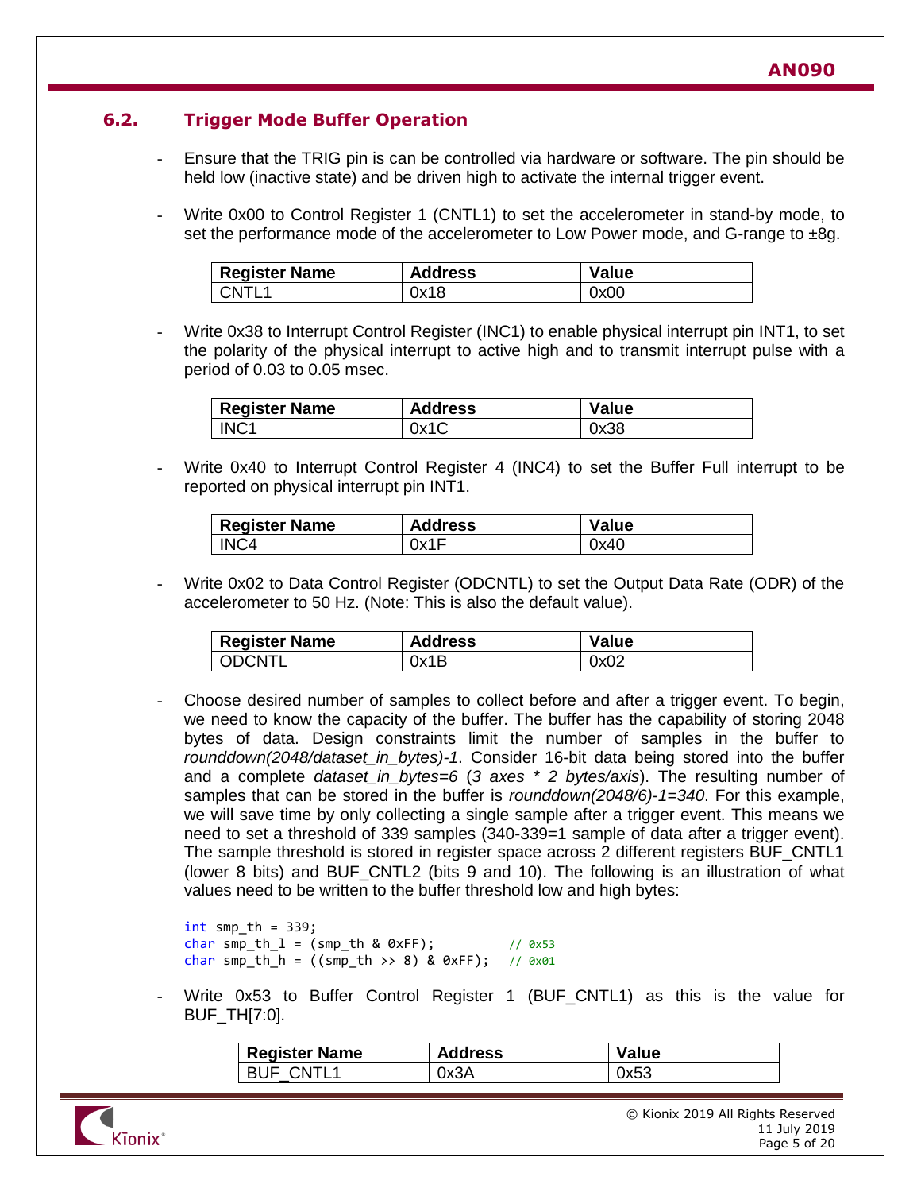## 6.2. Trigger Mode Buffer Operation

- Ensure that the TRIG pin is can be controlled via hardware or software. The pin should be held low (inactive state) and be driven high to activate the internal trigger event.

- Write 0x00 to Control Register 1 (CNTL1) to set the accelerometer in stand-by mode, to set the performance mode of the accelerometer to Low Power mode, and G-range to ±8g.

| Register Name | Address | Value |
|---|---|---|
| CNTL1 | 0x18 | 0x00 |

- Write 0x38 to Interrupt Control Register (INC1) to enable physical interrupt pin INT1, to set the polarity of the physical interrupt to active high and to transmit interrupt pulse with a period of 0.03 to 0.05 msec.

| Register Name | Address | Value |
|---|---|---|
| INC1 | 0x1C | 0x38 |

- Write 0x40 to Interrupt Control Register 4 (INC4) to set the Buffer Full interrupt to be reported on physical interrupt pin INT1.

| Register Name | Address | Value |
|---|---|---|
| INC4 | 0x1F | 0x40 |

- Write 0x02 to Data Control Register (ODCNTL) to set the Output Data Rate (ODR) of the accelerometer to 50 Hz. (Note: This is also the default value).

| Register Name | Address | Value |
|---|---|---|
| ODCNTL | 0x1B | 0x02 |

- Choose desired number of samples to collect before and after a trigger event. To begin, we need to know the capacity of the buffer. The buffer has the capability of storing 2048 bytes of data. Design constraints limit the number of samples in the buffer to *rounddown(2048/dataset_in_bytes)-1*. Consider 16-bit data being stored into the buffer and a complete *dataset_in_bytes=6* (*3 axes * 2 bytes/axis*). The resulting number of samples that can be stored in the buffer is *rounddown(2048/6)-1=340*. For this example, we will save time by only collecting a single sample after a trigger event. This means we need to set a threshold of 339 samples (340-339=1 sample of data after a trigger event). The sample threshold is stored in register space across 2 different registers BUF_CNTL1 (lower 8 bits) and BUF_CNTL2 (bits 9 and 10). The following is an illustration of what values need to be written to the buffer threshold low and high bytes:

```
int smp_th = 339;
char smp_th_l = (smp_th & 0xFF);         // 0x53
char smp_th_h = ((smp_th >> 8) & 0xFF);  // 0x01
```

- Write 0x53 to Buffer Control Register 1 (BUF_CNTL1) as this is the value for BUF_TH[7:0].

| Register Name | Address | Value |
|---|---|---|
| BUF_CNTL1 | 0x3A | 0x53 |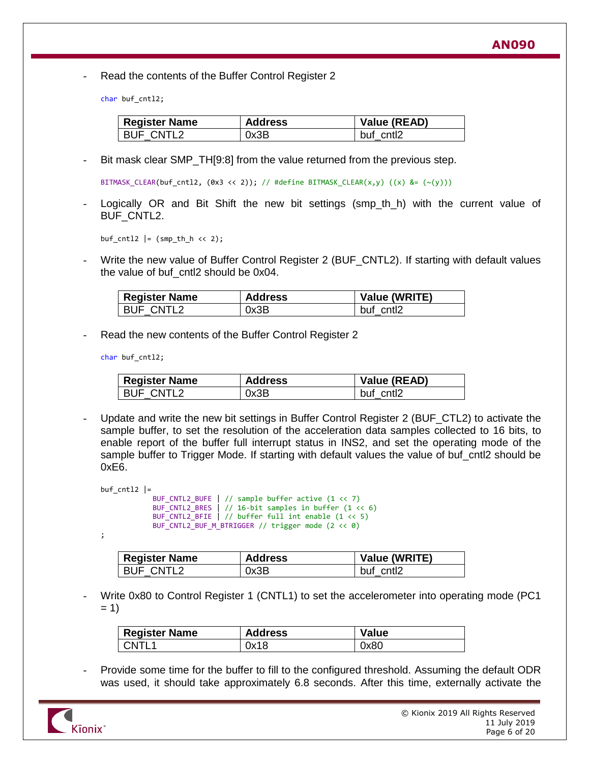- Read the contents of the Buffer Control Register 2

```
char buf_cntl2;
```

| Register Name | Address | Value (READ) |
|---|---|---|
| BUF_CNTL2 | 0x3B | buf_cntl2 |

- Bit mask clear SMP_TH[9:8] from the value returned from the previous step.

```
BITMASK_CLEAR(buf_cntl2, (0x3 << 2)); // #define BITMASK_CLEAR(x,y) ((x) &= (~(y)))
```

- Logically OR and Bit Shift the new bit settings (smp_th_h) with the current value of BUF_CNTL2.

```
buf_cntl2 |= (smp_th_h << 2);
```

- Write the new value of Buffer Control Register 2 (BUF_CNTL2). If starting with default values the value of buf_cntl2 should be 0x04.

| Register Name | Address | Value (WRITE) |
|---|---|---|
| BUF_CNTL2 | 0x3B | buf_cntl2 |

- Read the new contents of the Buffer Control Register 2

```
char buf_cntl2;
```

| Register Name | Address | Value (READ) |
|---|---|---|
| BUF_CNTL2 | 0x3B | buf_cntl2 |

- Update and write the new bit settings in Buffer Control Register 2 (BUF_CTL2) to activate the sample buffer, to set the resolution of the acceleration data samples collected to 16 bits, to enable report of the buffer full interrupt status in INS2, and set the operating mode of the sample buffer to Trigger Mode. If starting with default values the value of buf_cntl2 should be 0xE6.

```
buf_cntl2 |=
            BUF_CNTL2_BUFE | // sample buffer active (1 << 7)
            BUF_CNTL2_BRES | // 16-bit samples in buffer (1 << 6)
            BUF_CNTL2_BFIE | // buffer full int enable (1 << 5)
            BUF_CNTL2_BUF_M_BTRIGGER // trigger mode (2 << 0)
;
```

| Register Name | Address | Value (WRITE) |
|---|---|---|
| BUF_CNTL2 | 0x3B | buf_cntl2 |

- Write 0x80 to Control Register 1 (CNTL1) to set the accelerometer into operating mode (PC1 = 1)

| Register Name | Address | Value |
|---|---|---|
| CNTL1 | 0x18 | 0x80 |

- Provide some time for the buffer to fill to the configured threshold. Assuming the default ODR was used, it should take approximately 6.8 seconds. After this time, externally activate the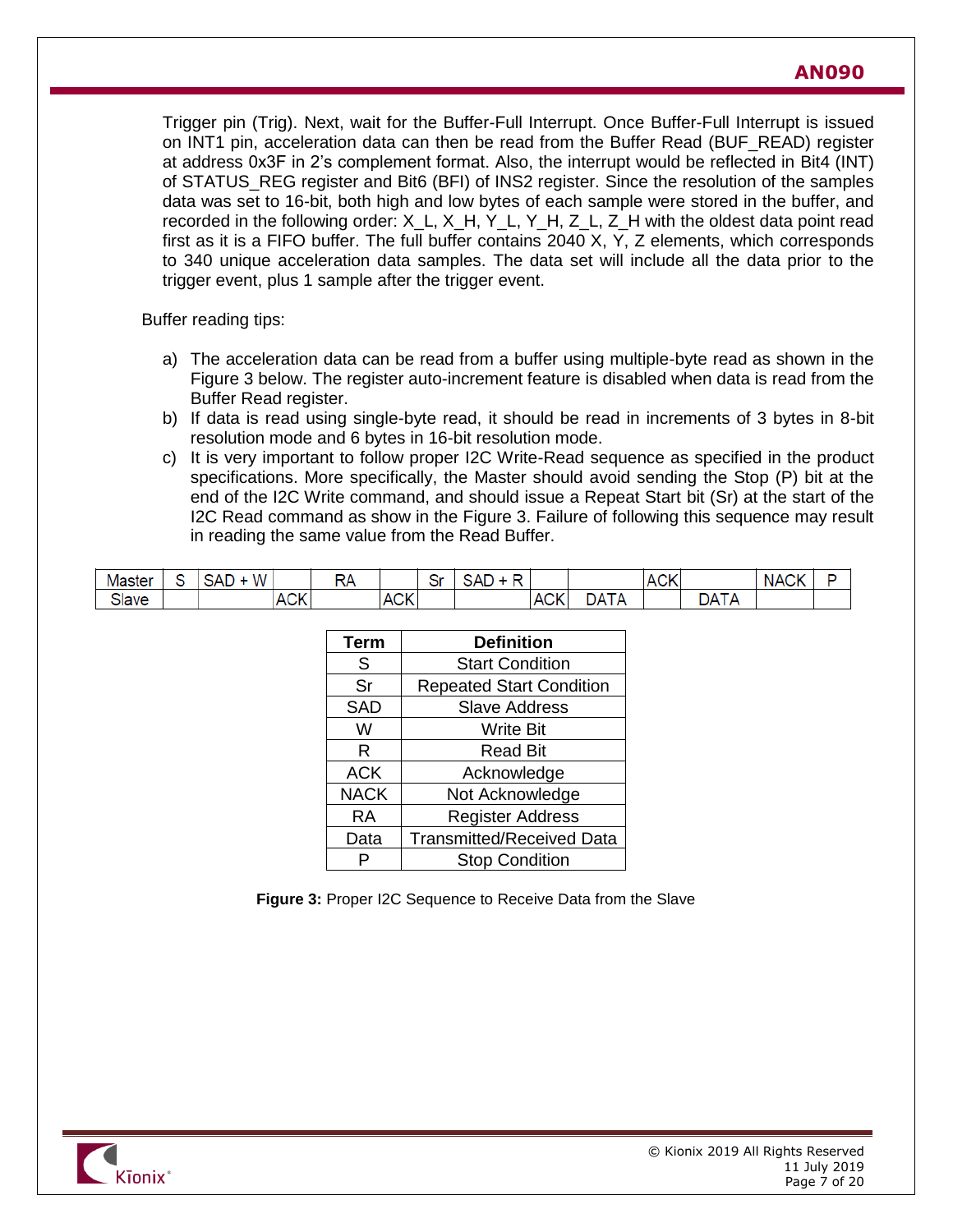Trigger pin (Trig). Next, wait for the Buffer-Full Interrupt. Once Buffer-Full Interrupt is issued on INT1 pin, acceleration data can then be read from the Buffer Read (BUF_READ) register at address 0x3F in 2's complement format. Also, the interrupt would be reflected in Bit4 (INT) of STATUS_REG register and Bit6 (BFI) of INS2 register. Since the resolution of the samples data was set to 16-bit, both high and low bytes of each sample were stored in the buffer, and recorded in the following order: X_L, X_H, Y_L, Y_H, Z_L, Z_H with the oldest data point read first as it is a FIFO buffer. The full buffer contains 2040 X, Y, Z elements, which corresponds to 340 unique acceleration data samples. The data set will include all the data prior to the trigger event, plus 1 sample after the trigger event.

Buffer reading tips:

a) The acceleration data can be read from a buffer using multiple-byte read as shown in the Figure 3 below. The register auto-increment feature is disabled when data is read from the Buffer Read register.
b) If data is read using single-byte read, it should be read in increments of 3 bytes in 8-bit resolution mode and 6 bytes in 16-bit resolution mode.
c) It is very important to follow proper I2C Write-Read sequence as specified in the product specifications. More specifically, the Master should avoid sending the Stop (P) bit at the end of the I2C Write command, and should issue a Repeat Start bit (Sr) at the start of the I2C Read command as show in the Figure 3. Failure of following this sequence may result in reading the same value from the Read Buffer.

| Master | S | SAD + W | | RA | | Sr | SAD + R | | | ACK | | NACK | P |
|---|---|---|---|---|---|---|---|---|---|---|---|---|---|
| Slave | | | ACK | | ACK | | | ACK | DATA | | DATA | | |

| Term | Definition |
|---|---|
| S | Start Condition |
| Sr | Repeated Start Condition |
| SAD | Slave Address |
| W | Write Bit |
| R | Read Bit |
| ACK | Acknowledge |
| NACK | Not Acknowledge |
| RA | Register Address |
| Data | Transmitted/Received Data |
| P | Stop Condition |

**Figure 3:** Proper I2C Sequence to Receive Data from the Slave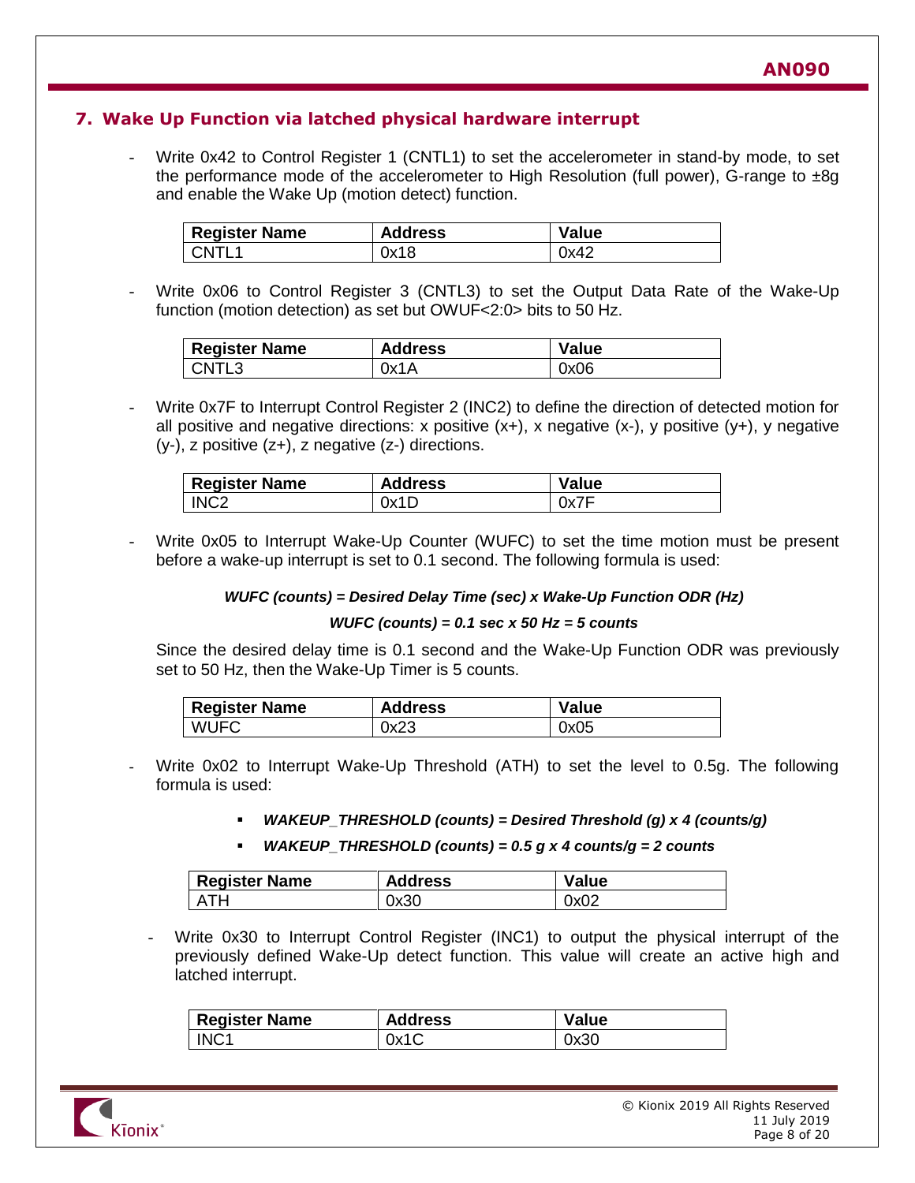## 7. Wake Up Function via latched physical hardware interrupt

- Write 0x42 to Control Register 1 (CNTL1) to set the accelerometer in stand-by mode, to set the performance mode of the accelerometer to High Resolution (full power), G-range to ±8g and enable the Wake Up (motion detect) function.

| Register Name | Address | Value |
|---|---|---|
| CNTL1 | 0x18 | 0x42 |

- Write 0x06 to Control Register 3 (CNTL3) to set the Output Data Rate of the Wake-Up function (motion detection) as set but OWUF<2:0> bits to 50 Hz.

| Register Name | Address | Value |
|---|---|---|
| CNTL3 | 0x1A | 0x06 |

- Write 0x7F to Interrupt Control Register 2 (INC2) to define the direction of detected motion for all positive and negative directions: x positive (x+), x negative (x-), y positive (y+), y negative (y-), z positive (z+), z negative (z-) directions.

| Register Name | Address | Value |
|---|---|---|
| INC2 | 0x1D | 0x7F |

- Write 0x05 to Interrupt Wake-Up Counter (WUFC) to set the time motion must be present before a wake-up interrupt is set to 0.1 second. The following formula is used:

  ***WUFC (counts) = Desired Delay Time (sec) x Wake-Up Function ODR (Hz)***

  ***WUFC (counts) = 0.1 sec x 50 Hz = 5 counts***

  Since the desired delay time is 0.1 second and the Wake-Up Function ODR was previously set to 50 Hz, then the Wake-Up Timer is 5 counts.

| Register Name | Address | Value |
|---|---|---|
| WUFC | 0x23 | 0x05 |

- Write 0x02 to Interrupt Wake-Up Threshold (ATH) to set the level to 0.5g. The following formula is used:

  - ***WAKEUP_THRESHOLD (counts) = Desired Threshold (g) x 4 (counts/g)***
  - ***WAKEUP_THRESHOLD (counts) = 0.5 g x 4 counts/g = 2 counts***

| Register Name | Address | Value |
|---|---|---|
| ATH | 0x30 | 0x02 |

- Write 0x30 to Interrupt Control Register (INC1) to output the physical interrupt of the previously defined Wake-Up detect function. This value will create an active high and latched interrupt.

| Register Name | Address | Value |
|---|---|---|
| INC1 | 0x1C | 0x30 |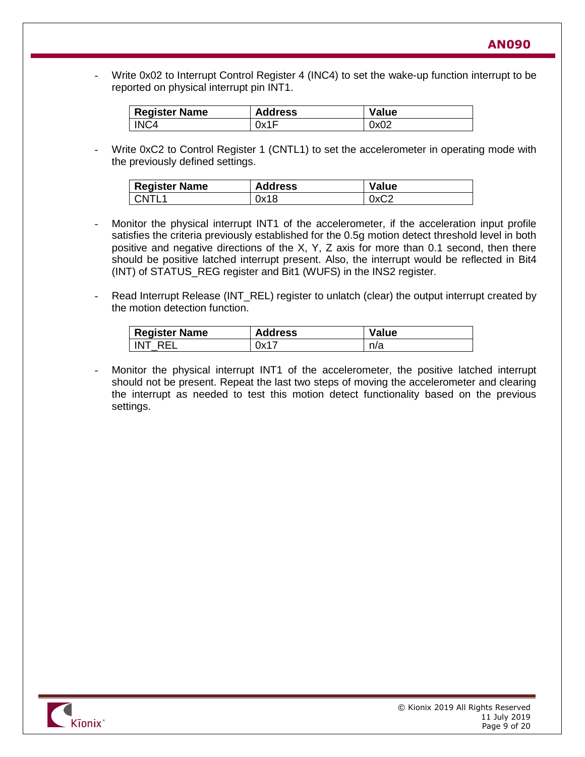- Write 0x02 to Interrupt Control Register 4 (INC4) to set the wake-up function interrupt to be reported on physical interrupt pin INT1.

| Register Name | Address | Value |
| --- | --- | --- |
| INC4 | 0x1F | 0x02 |

- Write 0xC2 to Control Register 1 (CNTL1) to set the accelerometer in operating mode with the previously defined settings.

| Register Name | Address | Value |
| --- | --- | --- |
| CNTL1 | 0x18 | 0xC2 |

- Monitor the physical interrupt INT1 of the accelerometer, if the acceleration input profile satisfies the criteria previously established for the 0.5g motion detect threshold level in both positive and negative directions of the X, Y, Z axis for more than 0.1 second, then there should be positive latched interrupt present. Also, the interrupt would be reflected in Bit4 (INT) of STATUS_REG register and Bit1 (WUFS) in the INS2 register.

- Read Interrupt Release (INT_REL) register to unlatch (clear) the output interrupt created by the motion detection function.

| Register Name | Address | Value |
| --- | --- | --- |
| INT_REL | 0x17 | n/a |

- Monitor the physical interrupt INT1 of the accelerometer, the positive latched interrupt should not be present. Repeat the last two steps of moving the accelerometer and clearing the interrupt as needed to test this motion detect functionality based on the previous settings.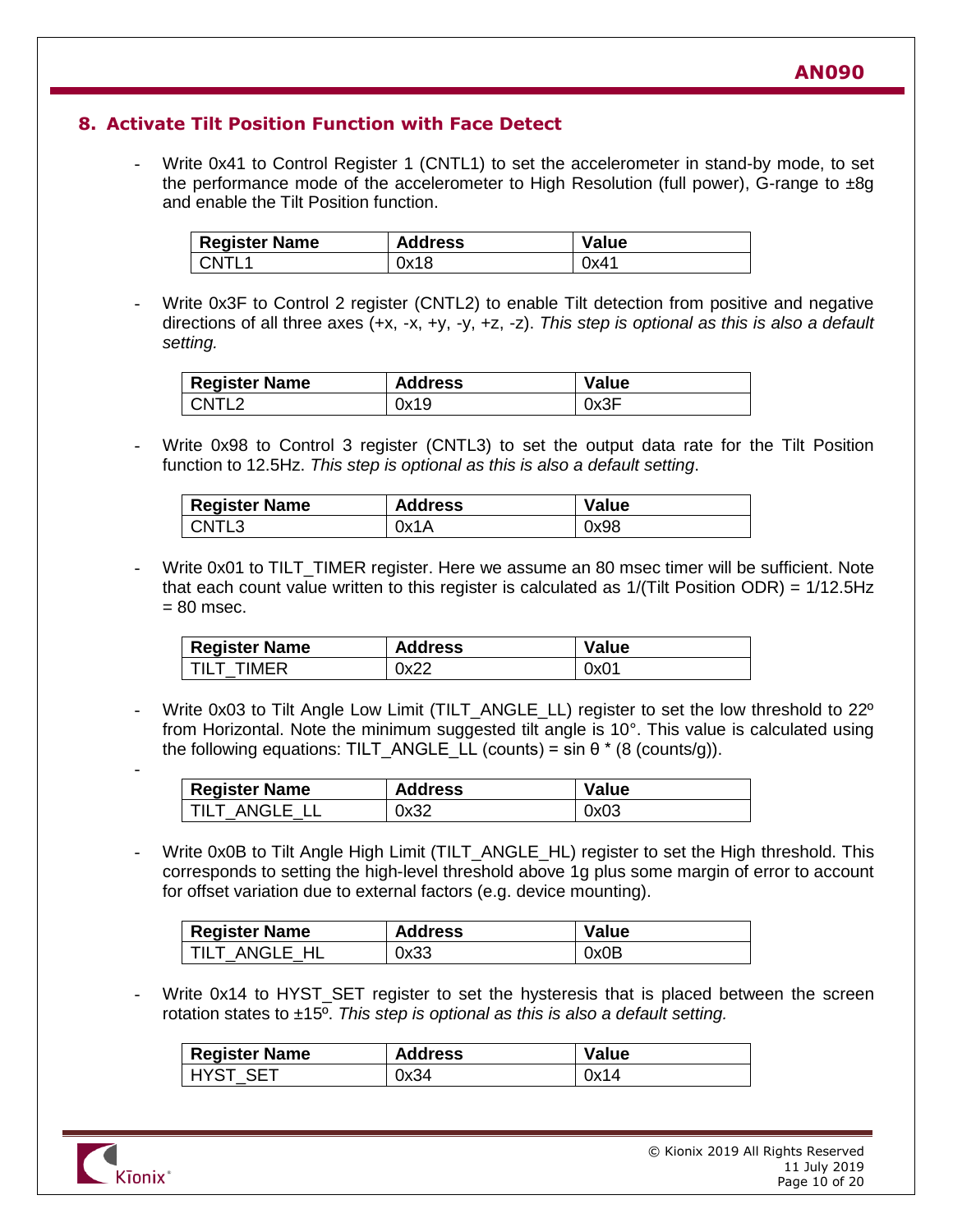## 8. Activate Tilt Position Function with Face Detect

- Write 0x41 to Control Register 1 (CNTL1) to set the accelerometer in stand-by mode, to set the performance mode of the accelerometer to High Resolution (full power), G-range to ±8g and enable the Tilt Position function.

| Register Name | Address | Value |
|---|---|---|
| CNTL1 | 0x18 | 0x41 |

- Write 0x3F to Control 2 register (CNTL2) to enable Tilt detection from positive and negative directions of all three axes (+x, -x, +y, -y, +z, -z). *This step is optional as this is also a default setting.*

| Register Name | Address | Value |
|---|---|---|
| CNTL2 | 0x19 | 0x3F |

- Write 0x98 to Control 3 register (CNTL3) to set the output data rate for the Tilt Position function to 12.5Hz. *This step is optional as this is also a default setting.*

| Register Name | Address | Value |
|---|---|---|
| CNTL3 | 0x1A | 0x98 |

- Write 0x01 to TILT_TIMER register. Here we assume an 80 msec timer will be sufficient. Note that each count value written to this register is calculated as 1/(Tilt Position ODR) = 1/12.5Hz = 80 msec.

| Register Name | Address | Value |
|---|---|---|
| TILT_TIMER | 0x22 | 0x01 |

- Write 0x03 to Tilt Angle Low Limit (TILT_ANGLE_LL) register to set the low threshold to 22º from Horizontal. Note the minimum suggested tilt angle is 10°. This value is calculated using the following equations: TILT_ANGLE_LL (counts) = $\sin\theta$ * (8 (counts/g)).

| Register Name | Address | Value |
|---|---|---|
| TILT_ANGLE_LL | 0x32 | 0x03 |

- Write 0x0B to Tilt Angle High Limit (TILT_ANGLE_HL) register to set the High threshold. This corresponds to setting the high-level threshold above 1g plus some margin of error to account for offset variation due to external factors (e.g. device mounting).

| Register Name | Address | Value |
|---|---|---|
| TILT_ANGLE_HL | 0x33 | 0x0B |

- Write 0x14 to HYST_SET register to set the hysteresis that is placed between the screen rotation states to ±15º. *This step is optional as this is also a default setting.*

| Register Name | Address | Value |
|---|---|---|
| HYST_SET | 0x34 | 0x14 |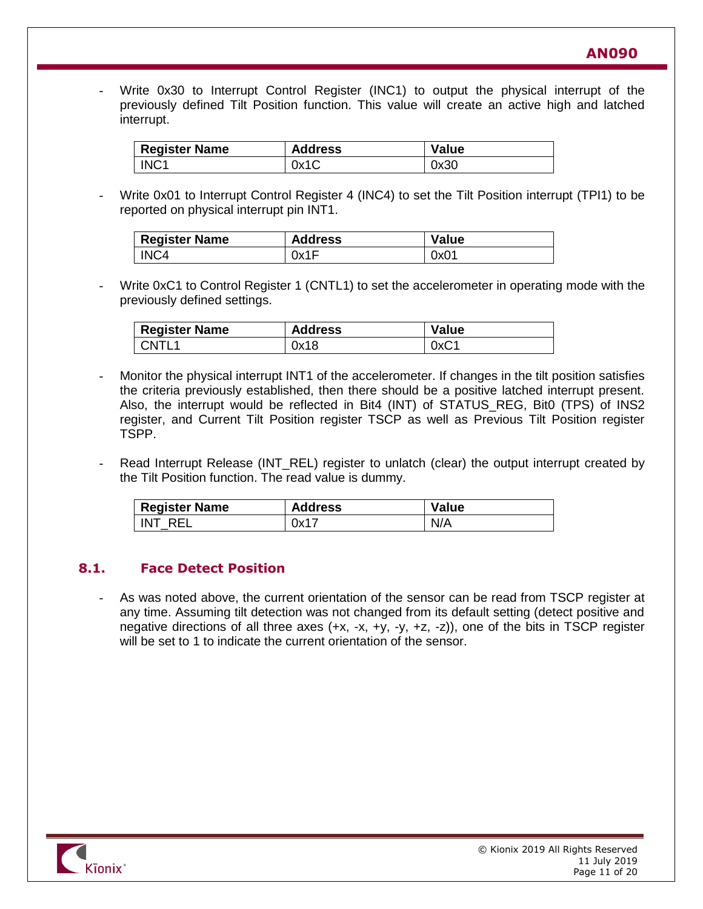- Write 0x30 to Interrupt Control Register (INC1) to output the physical interrupt of the previously defined Tilt Position function. This value will create an active high and latched interrupt.

| Register Name | Address | Value |
| --- | --- | --- |
| INC1 | 0x1C | 0x30 |

- Write 0x01 to Interrupt Control Register 4 (INC4) to set the Tilt Position interrupt (TPI1) to be reported on physical interrupt pin INT1.

| Register Name | Address | Value |
| --- | --- | --- |
| INC4 | 0x1F | 0x01 |

- Write 0xC1 to Control Register 1 (CNTL1) to set the accelerometer in operating mode with the previously defined settings.

| Register Name | Address | Value |
| --- | --- | --- |
| CNTL1 | 0x18 | 0xC1 |

- Monitor the physical interrupt INT1 of the accelerometer. If changes in the tilt position satisfies the criteria previously established, then there should be a positive latched interrupt present. Also, the interrupt would be reflected in Bit4 (INT) of STATUS_REG, Bit0 (TPS) of INS2 register, and Current Tilt Position register TSCP as well as Previous Tilt Position register TSPP.

- Read Interrupt Release (INT_REL) register to unlatch (clear) the output interrupt created by the Tilt Position function. The read value is dummy.

| Register Name | Address | Value |
| --- | --- | --- |
| INT_REL | 0x17 | N/A |

## 8.1. Face Detect Position

- As was noted above, the current orientation of the sensor can be read from TSCP register at any time. Assuming tilt detection was not changed from its default setting (detect positive and negative directions of all three axes (+x, -x, +y, -y, +z, -z)), one of the bits in TSCP register will be set to 1 to indicate the current orientation of the sensor.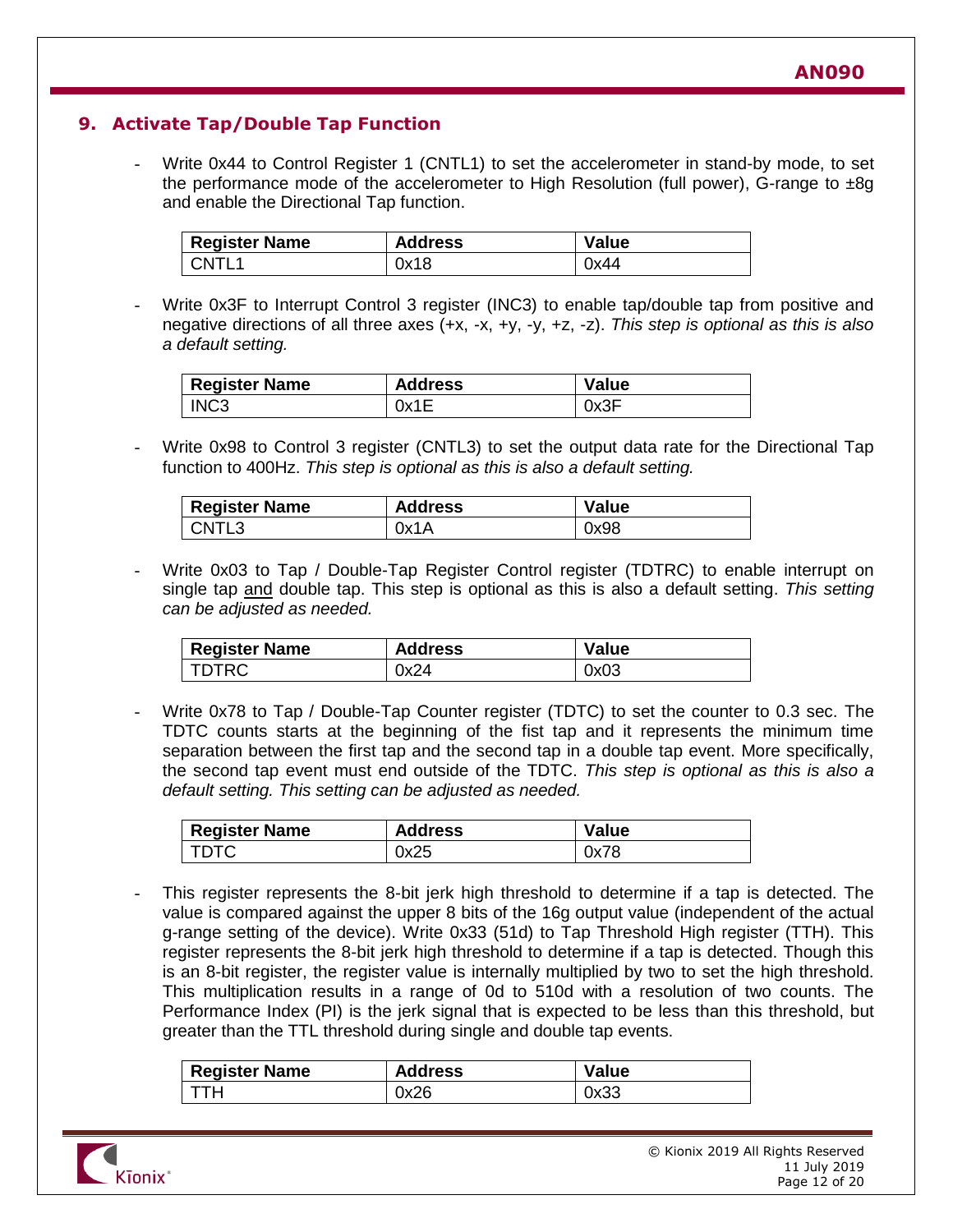## 9. Activate Tap/Double Tap Function

- Write 0x44 to Control Register 1 (CNTL1) to set the accelerometer in stand-by mode, to set the performance mode of the accelerometer to High Resolution (full power), G-range to ±8g and enable the Directional Tap function.

| Register Name | Address | Value |
|---|---|---|
| CNTL1 | 0x18 | 0x44 |

- Write 0x3F to Interrupt Control 3 register (INC3) to enable tap/double tap from positive and negative directions of all three axes (+x, -x, +y, -y, +z, -z). *This step is optional as this is also a default setting.*

| Register Name | Address | Value |
|---|---|---|
| INC3 | 0x1E | 0x3F |

- Write 0x98 to Control 3 register (CNTL3) to set the output data rate for the Directional Tap function to 400Hz. *This step is optional as this is also a default setting.*

| Register Name | Address | Value |
|---|---|---|
| CNTL3 | 0x1A | 0x98 |

- Write 0x03 to Tap / Double-Tap Register Control register (TDTRC) to enable interrupt on single tap <u>and</u> double tap. This step is optional as this is also a default setting. *This setting can be adjusted as needed.*

| Register Name | Address | Value |
|---|---|---|
| TDTRC | 0x24 | 0x03 |

- Write 0x78 to Tap / Double-Tap Counter register (TDTC) to set the counter to 0.3 sec. The TDTC counts starts at the beginning of the fist tap and it represents the minimum time separation between the first tap and the second tap in a double tap event. More specifically, the second tap event must end outside of the TDTC. *This step is optional as this is also a default setting. This setting can be adjusted as needed.*

| Register Name | Address | Value |
|---|---|---|
| TDTC | 0x25 | 0x78 |

- This register represents the 8-bit jerk high threshold to determine if a tap is detected. The value is compared against the upper 8 bits of the 16g output value (independent of the actual g-range setting of the device). Write 0x33 (51d) to Tap Threshold High register (TTH). This register represents the 8-bit jerk high threshold to determine if a tap is detected. Though this is an 8-bit register, the register value is internally multiplied by two to set the high threshold. This multiplication results in a range of 0d to 510d with a resolution of two counts. The Performance Index (PI) is the jerk signal that is expected to be less than this threshold, but greater than the TTL threshold during single and double tap events.

| Register Name | Address | Value |
|---|---|---|
| TTH | 0x26 | 0x33 |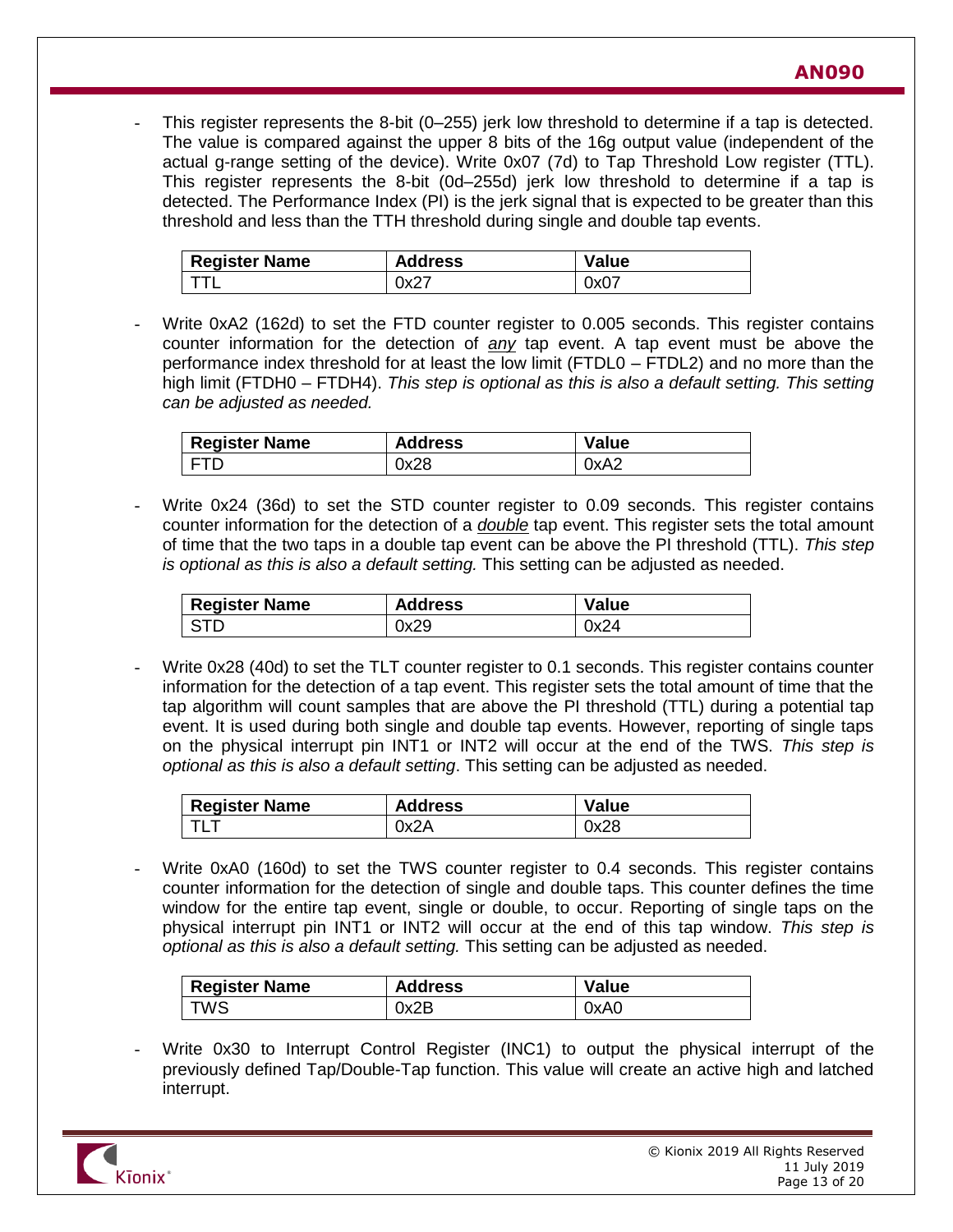- This register represents the 8-bit (0–255) jerk low threshold to determine if a tap is detected. The value is compared against the upper 8 bits of the 16g output value (independent of the actual g-range setting of the device). Write 0x07 (7d) to Tap Threshold Low register (TTL). This register represents the 8-bit (0d–255d) jerk low threshold to determine if a tap is detected. The Performance Index (PI) is the jerk signal that is expected to be greater than this threshold and less than the TTH threshold during single and double tap events.

| Register Name | Address | Value |
|---|---|---|
| TTL | 0x27 | 0x07 |

- Write 0xA2 (162d) to set the FTD counter register to 0.005 seconds. This register contains counter information for the detection of *any* tap event. A tap event must be above the performance index threshold for at least the low limit (FTDL0 – FTDL2) and no more than the high limit (FTDH0 – FTDH4). *This step is optional as this is also a default setting. This setting can be adjusted as needed.*

| Register Name | Address | Value |
|---|---|---|
| FTD | 0x28 | 0xA2 |

- Write 0x24 (36d) to set the STD counter register to 0.09 seconds. This register contains counter information for the detection of a *double* tap event. This register sets the total amount of time that the two taps in a double tap event can be above the PI threshold (TTL). *This step is optional as this is also a default setting.* This setting can be adjusted as needed.

| Register Name | Address | Value |
|---|---|---|
| STD | 0x29 | 0x24 |

- Write 0x28 (40d) to set the TLT counter register to 0.1 seconds. This register contains counter information for the detection of a tap event. This register sets the total amount of time that the tap algorithm will count samples that are above the PI threshold (TTL) during a potential tap event. It is used during both single and double tap events. However, reporting of single taps on the physical interrupt pin INT1 or INT2 will occur at the end of the TWS. *This step is optional as this is also a default setting*. This setting can be adjusted as needed.

| Register Name | Address | Value |
|---|---|---|
| TLT | 0x2A | 0x28 |

- Write 0xA0 (160d) to set the TWS counter register to 0.4 seconds. This register contains counter information for the detection of single and double taps. This counter defines the time window for the entire tap event, single or double, to occur. Reporting of single taps on the physical interrupt pin INT1 or INT2 will occur at the end of this tap window. *This step is optional as this is also a default setting.* This setting can be adjusted as needed.

| Register Name | Address | Value |
|---|---|---|
| TWS | 0x2B | 0xA0 |

- Write 0x30 to Interrupt Control Register (INC1) to output the physical interrupt of the previously defined Tap/Double-Tap function. This value will create an active high and latched interrupt.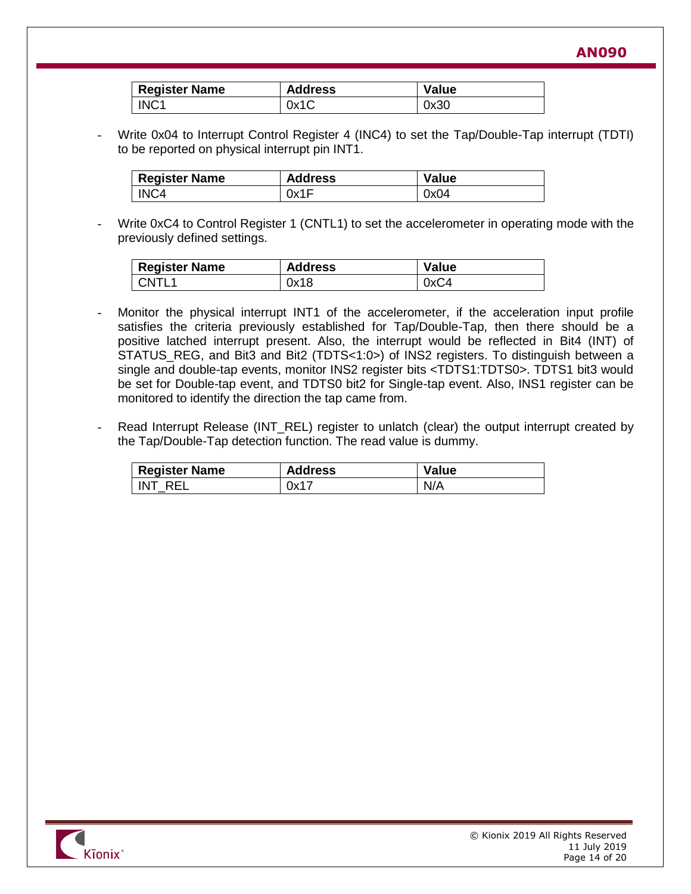| Register Name | Address | Value |
|---|---|---|
| INC1 | 0x1C | 0x30 |

- Write 0x04 to Interrupt Control Register 4 (INC4) to set the Tap/Double-Tap interrupt (TDTI) to be reported on physical interrupt pin INT1.

| Register Name | Address | Value |
|---|---|---|
| INC4 | 0x1F | 0x04 |

- Write 0xC4 to Control Register 1 (CNTL1) to set the accelerometer in operating mode with the previously defined settings.

| Register Name | Address | Value |
|---|---|---|
| CNTL1 | 0x18 | 0xC4 |

- Monitor the physical interrupt INT1 of the accelerometer, if the acceleration input profile satisfies the criteria previously established for Tap/Double-Tap, then there should be a positive latched interrupt present. Also, the interrupt would be reflected in Bit4 (INT) of STATUS_REG, and Bit3 and Bit2 (TDTS<1:0>) of INS2 registers. To distinguish between a single and double-tap events, monitor INS2 register bits <TDTS1:TDTS0>. TDTS1 bit3 would be set for Double-tap event, and TDTS0 bit2 for Single-tap event. Also, INS1 register can be monitored to identify the direction the tap came from.

- Read Interrupt Release (INT_REL) register to unlatch (clear) the output interrupt created by the Tap/Double-Tap detection function. The read value is dummy.

| Register Name | Address | Value |
|---|---|---|
| INT_REL | 0x17 | N/A |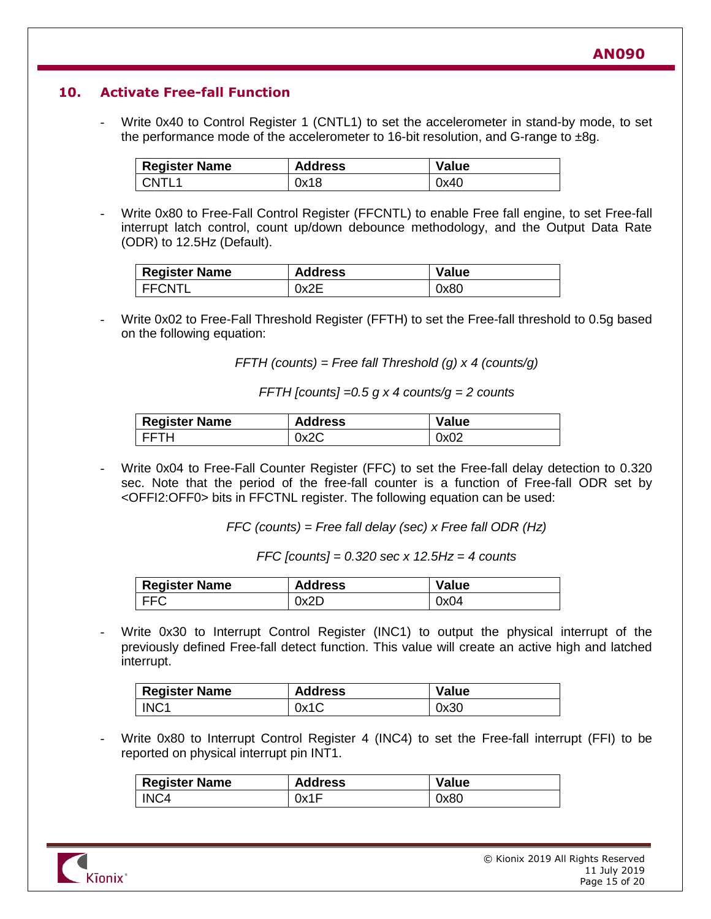## 10. Activate Free-fall Function

- Write 0x40 to Control Register 1 (CNTL1) to set the accelerometer in stand-by mode, to set the performance mode of the accelerometer to 16-bit resolution, and G-range to ±8g.

| Register Name | Address | Value |
| --- | --- | --- |
| CNTL1 | 0x18 | 0x40 |

- Write 0x80 to Free-Fall Control Register (FFCNTL) to enable Free fall engine, to set Free-fall interrupt latch control, count up/down debounce methodology, and the Output Data Rate (ODR) to 12.5Hz (Default).

| Register Name | Address | Value |
| --- | --- | --- |
| FFCNTL | 0x2E | 0x80 |

- Write 0x02 to Free-Fall Threshold Register (FFTH) to set the Free-fall threshold to 0.5g based on the following equation:

*FFTH (counts) = Free fall Threshold (g) x 4 (counts/g)*

*FFTH [counts] =0.5 g x 4 counts/g = 2 counts*

| Register Name | Address | Value |
| --- | --- | --- |
| FFTH | 0x2C | 0x02 |

- Write 0x04 to Free-Fall Counter Register (FFC) to set the Free-fall delay detection to 0.320 sec. Note that the period of the free-fall counter is a function of Free-fall ODR set by <OFFI2:OFF0> bits in FFCTNL register. The following equation can be used:

*FFC (counts) = Free fall delay (sec) x Free fall ODR (Hz)*

*FFC [counts] = 0.320 sec x 12.5Hz = 4 counts*

| Register Name | Address | Value |
| --- | --- | --- |
| FFC | 0x2D | 0x04 |

- Write 0x30 to Interrupt Control Register (INC1) to output the physical interrupt of the previously defined Free-fall detect function. This value will create an active high and latched interrupt.

| Register Name | Address | Value |
| --- | --- | --- |
| INC1 | 0x1C | 0x30 |

- Write 0x80 to Interrupt Control Register 4 (INC4) to set the Free-fall interrupt (FFI) to be reported on physical interrupt pin INT1.

| Register Name | Address | Value |
| --- | --- | --- |
| INC4 | 0x1F | 0x80 |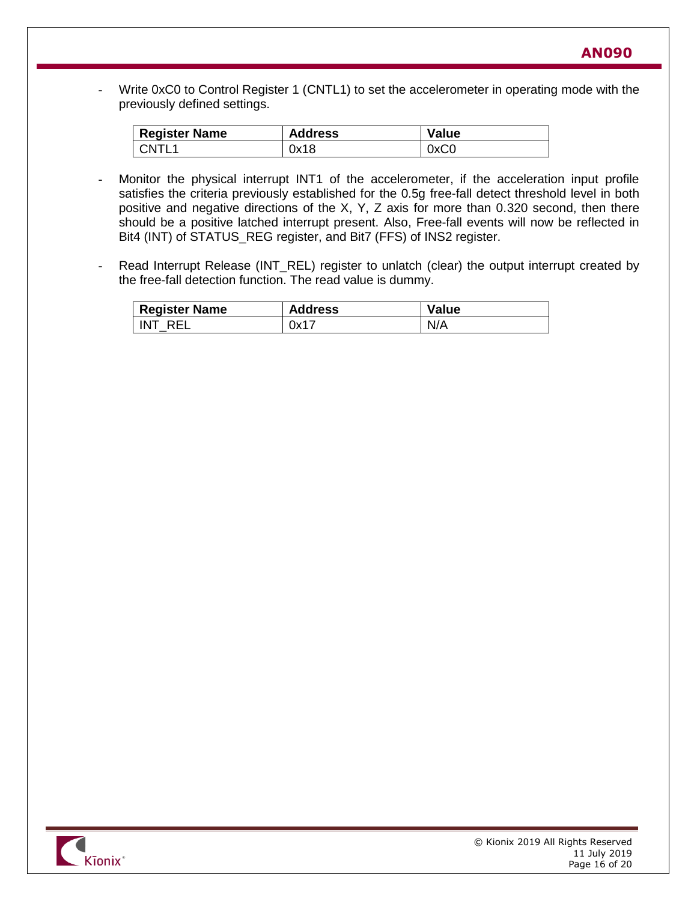- Write 0xC0 to Control Register 1 (CNTL1) to set the accelerometer in operating mode with the previously defined settings.

| Register Name | Address | Value |
|---|---|---|
| CNTL1 | 0x18 | 0xC0 |

- Monitor the physical interrupt INT1 of the accelerometer, if the acceleration input profile satisfies the criteria previously established for the 0.5g free-fall detect threshold level in both positive and negative directions of the X, Y, Z axis for more than 0.320 second, then there should be a positive latched interrupt present. Also, Free-fall events will now be reflected in Bit4 (INT) of STATUS_REG register, and Bit7 (FFS) of INS2 register.

- Read Interrupt Release (INT_REL) register to unlatch (clear) the output interrupt created by the free-fall detection function. The read value is dummy.

| Register Name | Address | Value |
|---|---|---|
| INT_REL | 0x17 | N/A |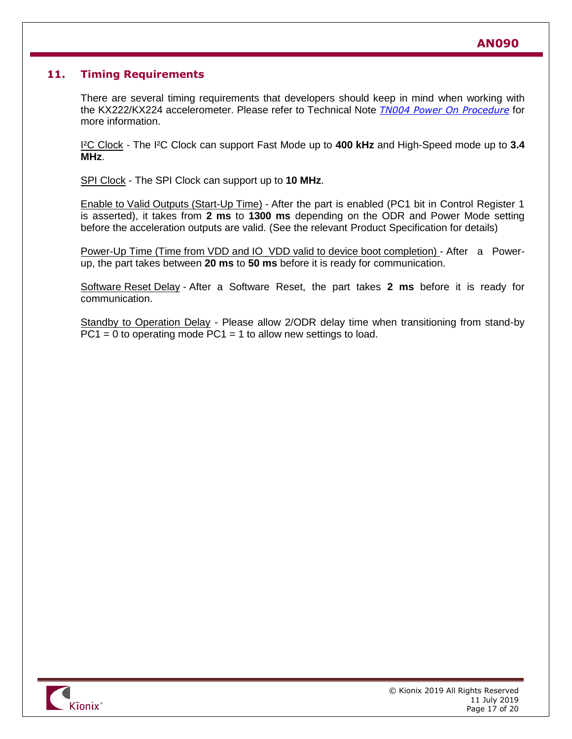## 11. Timing Requirements

There are several timing requirements that developers should keep in mind when working with the KX222/KX224 accelerometer. Please refer to Technical Note *TN004 Power On Procedure* for more information.

I²C Clock - The I²C Clock can support Fast Mode up to **400 kHz** and High-Speed mode up to **3.4 MHz**.

SPI Clock - The SPI Clock can support up to **10 MHz**.

Enable to Valid Outputs (Start-Up Time) - After the part is enabled (PC1 bit in Control Register 1 is asserted), it takes from **2 ms** to **1300 ms** depending on the ODR and Power Mode setting before the acceleration outputs are valid. (See the relevant Product Specification for details)

Power-Up Time (Time from VDD and IO_VDD valid to device boot completion) - After a Power-up, the part takes between **20 ms** to **50 ms** before it is ready for communication.

Software Reset Delay - After a Software Reset, the part takes **2 ms** before it is ready for communication.

Standby to Operation Delay - Please allow 2/ODR delay time when transitioning from stand-by PC1 = 0 to operating mode PC1 = 1 to allow new settings to load.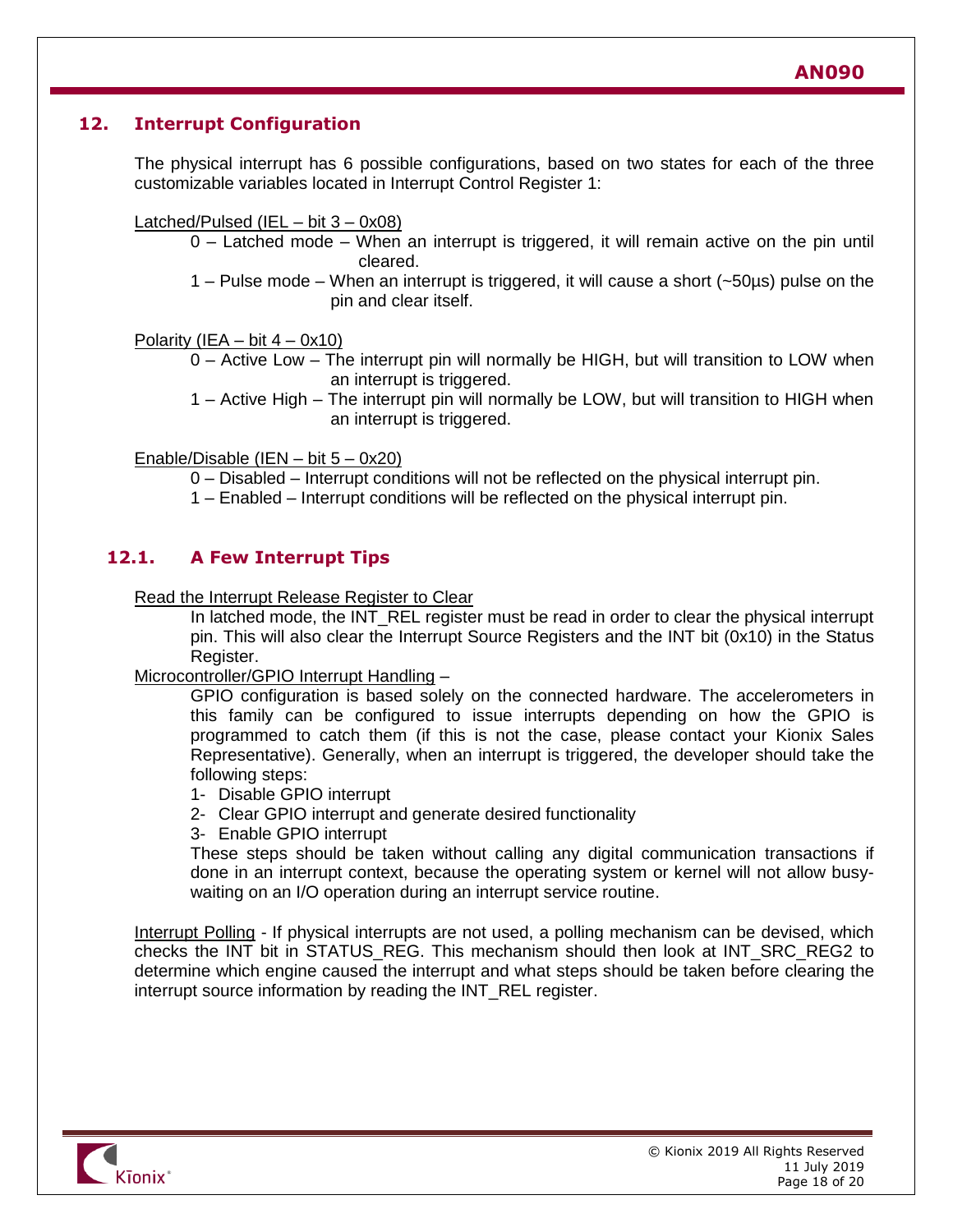## 12. Interrupt Configuration

The physical interrupt has 6 possible configurations, based on two states for each of the three customizable variables located in Interrupt Control Register 1:

Latched/Pulsed (IEL – bit 3 – 0x08)

- 0 – Latched mode – When an interrupt is triggered, it will remain active on the pin until cleared.
- 1 – Pulse mode – When an interrupt is triggered, it will cause a short (~50µs) pulse on the pin and clear itself.

Polarity (IEA – bit 4 – 0x10)

- 0 – Active Low – The interrupt pin will normally be HIGH, but will transition to LOW when an interrupt is triggered.
- 1 – Active High – The interrupt pin will normally be LOW, but will transition to HIGH when an interrupt is triggered.

Enable/Disable (IEN – bit 5 – 0x20)

- 0 – Disabled – Interrupt conditions will not be reflected on the physical interrupt pin.
- 1 – Enabled – Interrupt conditions will be reflected on the physical interrupt pin.

### 12.1. A Few Interrupt Tips

Read the Interrupt Release Register to Clear

In latched mode, the INT_REL register must be read in order to clear the physical interrupt pin. This will also clear the Interrupt Source Registers and the INT bit (0x10) in the Status Register.

Microcontroller/GPIO Interrupt Handling –

GPIO configuration is based solely on the connected hardware. The accelerometers in this family can be configured to issue interrupts depending on how the GPIO is programmed to catch them (if this is not the case, please contact your Kionix Sales Representative). Generally, when an interrupt is triggered, the developer should take the following steps:

1- Disable GPIO interrupt
2- Clear GPIO interrupt and generate desired functionality
3- Enable GPIO interrupt

These steps should be taken without calling any digital communication transactions if done in an interrupt context, because the operating system or kernel will not allow busy-waiting on an I/O operation during an interrupt service routine.

Interrupt Polling - If physical interrupts are not used, a polling mechanism can be devised, which checks the INT bit in STATUS_REG. This mechanism should then look at INT_SRC_REG2 to determine which engine caused the interrupt and what steps should be taken before clearing the interrupt source information by reading the INT_REL register.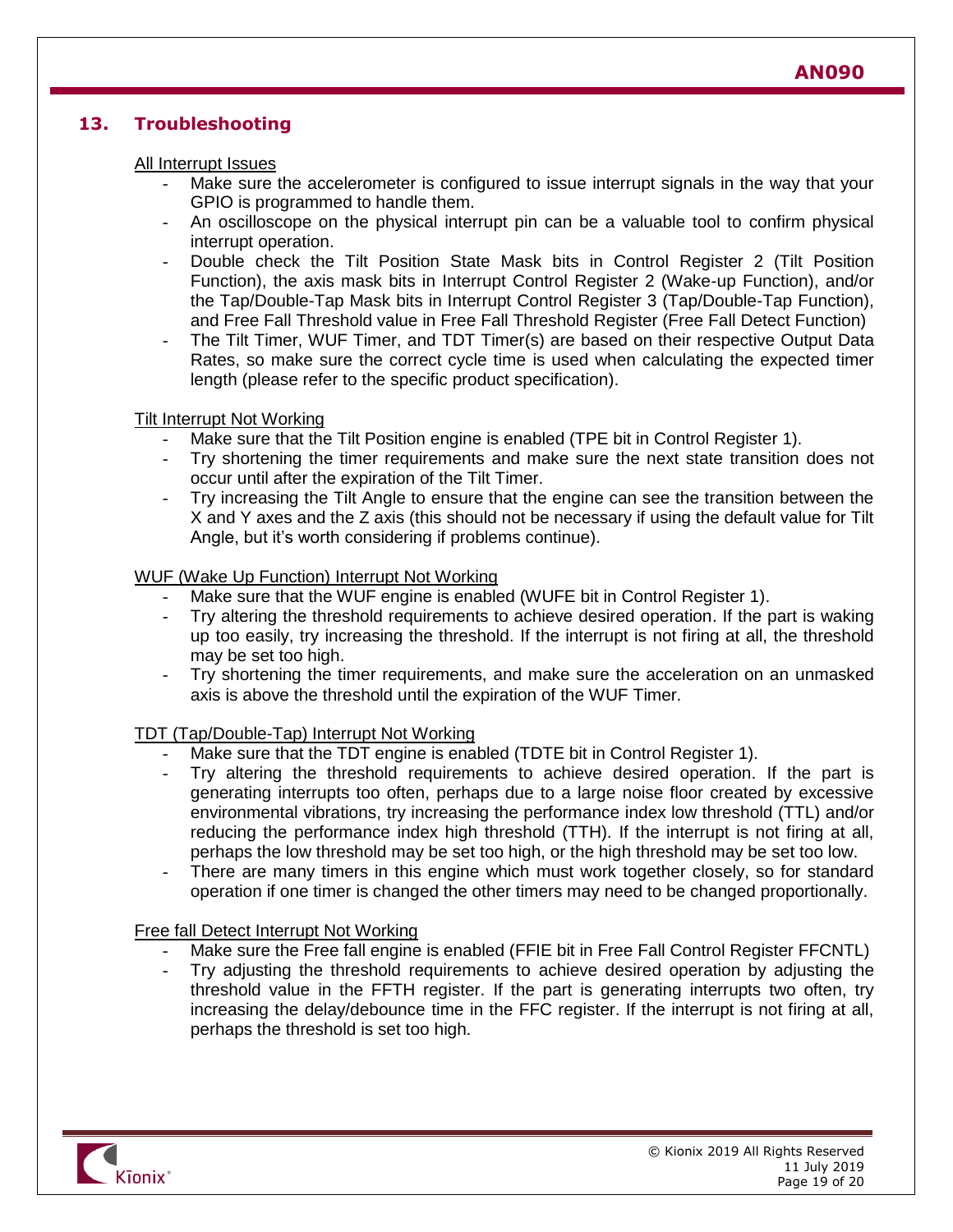## 13. Troubleshooting

All Interrupt Issues

- Make sure the accelerometer is configured to issue interrupt signals in the way that your GPIO is programmed to handle them.
- An oscilloscope on the physical interrupt pin can be a valuable tool to confirm physical interrupt operation.
- Double check the Tilt Position State Mask bits in Control Register 2 (Tilt Position Function), the axis mask bits in Interrupt Control Register 2 (Wake-up Function), and/or the Tap/Double-Tap Mask bits in Interrupt Control Register 3 (Tap/Double-Tap Function), and Free Fall Threshold value in Free Fall Threshold Register (Free Fall Detect Function)
- The Tilt Timer, WUF Timer, and TDT Timer(s) are based on their respective Output Data Rates, so make sure the correct cycle time is used when calculating the expected timer length (please refer to the specific product specification).

Tilt Interrupt Not Working

- Make sure that the Tilt Position engine is enabled (TPE bit in Control Register 1).
- Try shortening the timer requirements and make sure the next state transition does not occur until after the expiration of the Tilt Timer.
- Try increasing the Tilt Angle to ensure that the engine can see the transition between the X and Y axes and the Z axis (this should not be necessary if using the default value for Tilt Angle, but it's worth considering if problems continue).

WUF (Wake Up Function) Interrupt Not Working

- Make sure that the WUF engine is enabled (WUFE bit in Control Register 1).
- Try altering the threshold requirements to achieve desired operation. If the part is waking up too easily, try increasing the threshold. If the interrupt is not firing at all, the threshold may be set too high.
- Try shortening the timer requirements, and make sure the acceleration on an unmasked axis is above the threshold until the expiration of the WUF Timer.

TDT (Tap/Double-Tap) Interrupt Not Working

- Make sure that the TDT engine is enabled (TDTE bit in Control Register 1).
- Try altering the threshold requirements to achieve desired operation. If the part is generating interrupts too often, perhaps due to a large noise floor created by excessive environmental vibrations, try increasing the performance index low threshold (TTL) and/or reducing the performance index high threshold (TTH). If the interrupt is not firing at all, perhaps the low threshold may be set too high, or the high threshold may be set too low.
- There are many timers in this engine which must work together closely, so for standard operation if one timer is changed the other timers may need to be changed proportionally.

Free fall Detect Interrupt Not Working

- Make sure the Free fall engine is enabled (FFIE bit in Free Fall Control Register FFCNTL)
- Try adjusting the threshold requirements to achieve desired operation by adjusting the threshold value in the FFTH register. If the part is generating interrupts two often, try increasing the delay/debounce time in the FFC register. If the interrupt is not firing at all, perhaps the threshold is set too high.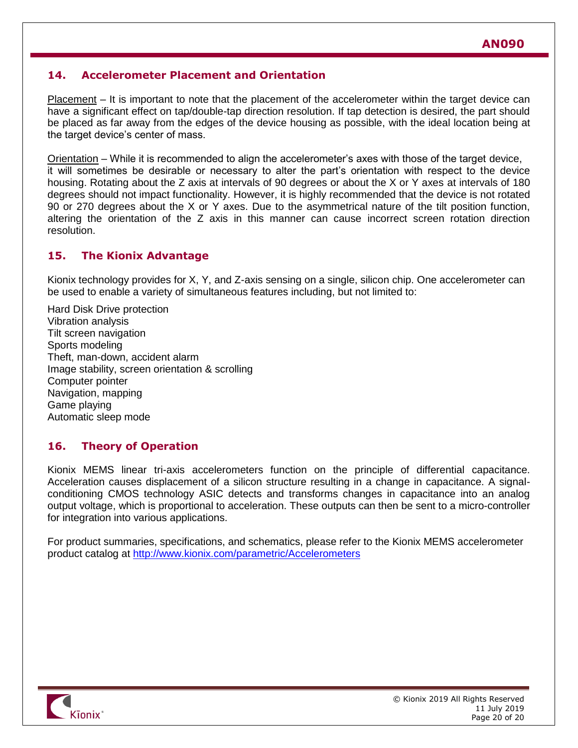## 14. Accelerometer Placement and Orientation

Placement – It is important to note that the placement of the accelerometer within the target device can have a significant effect on tap/double-tap direction resolution. If tap detection is desired, the part should be placed as far away from the edges of the device housing as possible, with the ideal location being at the target device's center of mass.

Orientation – While it is recommended to align the accelerometer's axes with those of the target device, it will sometimes be desirable or necessary to alter the part's orientation with respect to the device housing. Rotating about the Z axis at intervals of 90 degrees or about the X or Y axes at intervals of 180 degrees should not impact functionality. However, it is highly recommended that the device is not rotated 90 or 270 degrees about the X or Y axes. Due to the asymmetrical nature of the tilt position function, altering the orientation of the Z axis in this manner can cause incorrect screen rotation direction resolution.

## 15. The Kionix Advantage

Kionix technology provides for X, Y, and Z-axis sensing on a single, silicon chip. One accelerometer can be used to enable a variety of simultaneous features including, but not limited to:

Hard Disk Drive protection
Vibration analysis
Tilt screen navigation
Sports modeling
Theft, man-down, accident alarm
Image stability, screen orientation & scrolling
Computer pointer
Navigation, mapping
Game playing
Automatic sleep mode

## 16. Theory of Operation

Kionix MEMS linear tri-axis accelerometers function on the principle of differential capacitance. Acceleration causes displacement of a silicon structure resulting in a change in capacitance. A signal-conditioning CMOS technology ASIC detects and transforms changes in capacitance into an analog output voltage, which is proportional to acceleration. These outputs can then be sent to a micro-controller for integration into various applications.

For product summaries, specifications, and schematics, please refer to the Kionix MEMS accelerometer product catalog at http://www.kionix.com/parametric/Accelerometers